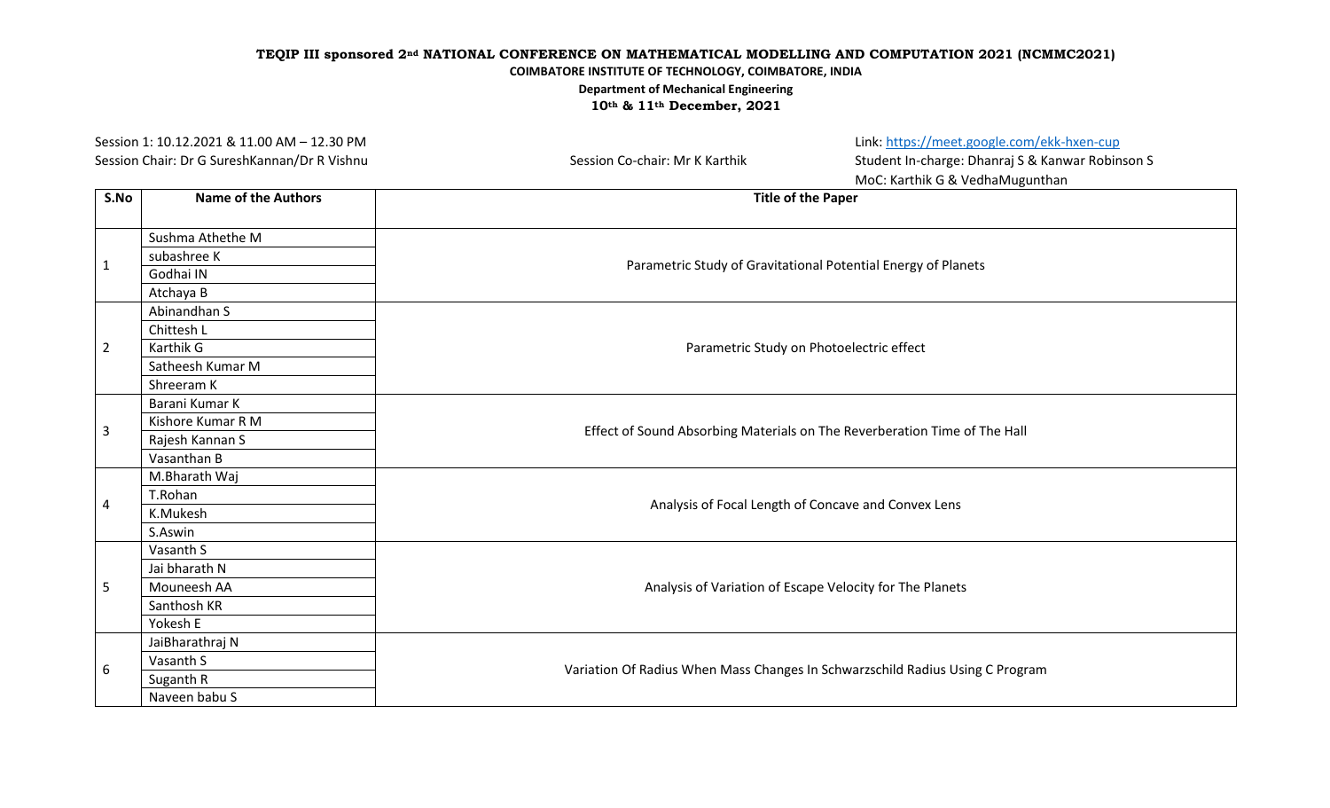**TEQIP III sponsored 2nd NATIONAL CONFERENCE ON MATHEMATICAL MODELLING AND COMPUTATION 2021 (NCMMC2021)**

**COIMBATORE INSTITUTE OF TECHNOLOGY, COIMBATORE, INDIA**

**Department of Mechanical Engineering**

**10th & 11th December, 2021**

Session 1: 10.12.2021 & 11.00 AM – 12.30 PM

Session Chair: Dr G SureshKannan/Dr R Vishnu

Session Co-chair: Mr K Karthik

Link: https://meet.google.com/ekk-hxen-cup

Student In-charge: Dhanraj S & Kanwar Robinson S

MoC: Karthik G & VedhaMugunthan

| S.No | Name of the Authors | Title of the Paper |
|---|---|---|
| 1 | Sushma Athethe M<br>subashree K<br>Godhai IN<br>Atchaya B | Parametric Study of Gravitational Potential Energy of Planets |
| 2 | Abinandhan S<br>Chittesh L<br>Karthik G<br>Satheesh Kumar M<br>Shreeram K | Parametric Study on Photoelectric effect |
| 3 | Barani Kumar K<br>Kishore Kumar R M<br>Rajesh Kannan S<br>Vasanthan B | Effect of Sound Absorbing Materials on The Reverberation Time of The Hall |
| 4 | M.Bharath Waj<br>T.Rohan<br>K.Mukesh<br>S.Aswin | Analysis of Focal Length of Concave and Convex Lens |
| 5 | Vasanth S<br>Jai bharath N<br>Mouneesh AA<br>Santhosh KR<br>Yokesh E | Analysis of Variation of Escape Velocity for The Planets |
| 6 | JaiBharathraj N<br>Vasanth S<br>Suganth R<br>Naveen babu S | Variation Of Radius When Mass Changes In Schwarzschild Radius Using C Program |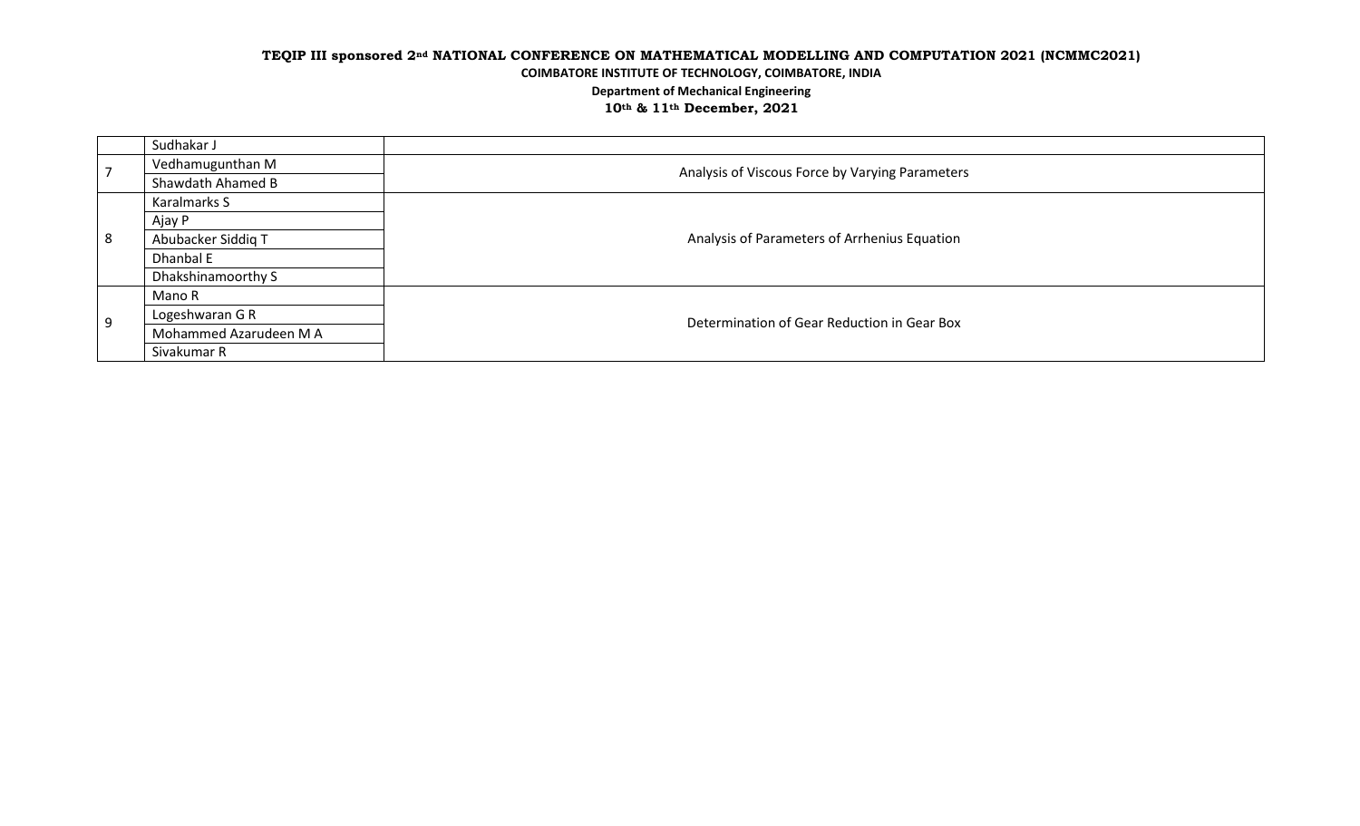| | Sudhakar J | |
|---|---|---|
| 7 | Vedhamugunthan M | Analysis of Viscous Force by Varying Parameters |
| | Shawdath Ahamed B | |
| 8 | Karalmarks S | Analysis of Parameters of Arrhenius Equation |
| | Ajay P | |
| | Abubacker Siddiq T | |
| | Dhanbal E | |
| | Dhakshinamoorthy S | |
| 9 | Mano R | Determination of Gear Reduction in Gear Box |
| | Logeshwaran G R | |
| | Mohammed Azarudeen M A | |
| | Sivakumar R | |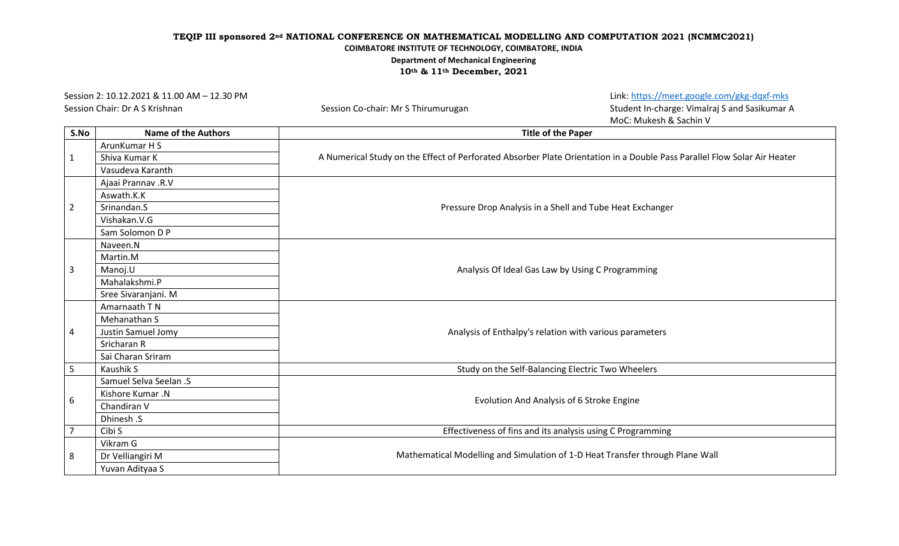**TEQIP III sponsored 2nd NATIONAL CONFERENCE ON MATHEMATICAL MODELLING AND COMPUTATION 2021 (NCMMC2021)**

**COIMBATORE INSTITUTE OF TECHNOLOGY, COIMBATORE, INDIA**

**Department of Mechanical Engineering**

**10th & 11th December, 2021**

Session 2: 10.12.2021 & 11.00 AM – 12.30 PM

Session Chair: Dr A S Krishnan

Session Co-chair: Mr S Thirumurugan

Link: https://meet.google.com/gkg-dqxf-mks

Student In-charge: Vimalraj S and Sasikumar A

MoC: Mukesh & Sachin V

| S.No | Name of the Authors | Title of the Paper |
|---|---|---|
| 1 | ArunKumar H S<br>Shiva Kumar K<br>Vasudeva Karanth | A Numerical Study on the Effect of Perforated Absorber Plate Orientation in a Double Pass Parallel Flow Solar Air Heater |
| 2 | Ajaai Prannav .R.V<br>Aswath.K.K<br>Srinandan.S<br>Vishakan.V.G<br>Sam Solomon D P | Pressure Drop Analysis in a Shell and Tube Heat Exchanger |
| 3 | Naveen.N<br>Martin.M<br>Manoj.U<br>Mahalakshmi.P<br>Sree Sivaranjani. M | Analysis Of Ideal Gas Law by Using C Programming |
| 4 | Amarnaath T N<br>Mehanathan S<br>Justin Samuel Jomy<br>Sricharan R<br>Sai Charan Sriram | Analysis of Enthalpy's relation with various parameters |
| 5 | Kaushik S | Study on the Self-Balancing Electric Two Wheelers |
| 6 | Samuel Selva Seelan .S<br>Kishore Kumar .N<br>Chandiran V<br>Dhinesh .S | Evolution And Analysis of 6 Stroke Engine |
| 7 | Cibi S | Effectiveness of fins and its analysis using C Programming |
| 8 | Vikram G<br>Dr Velliangiri M<br>Yuvan Adityaa S | Mathematical Modelling and Simulation of 1-D Heat Transfer through Plane Wall |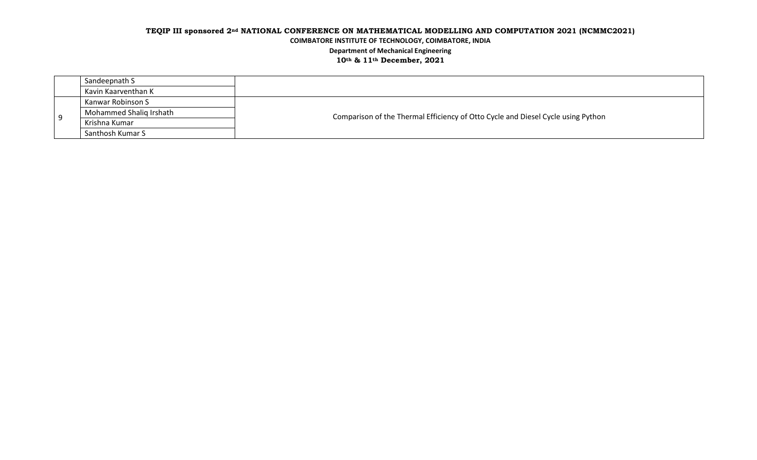| | | |
|---|---|---|
| | Sandeepnath S | |
| | Kavin Kaarventhan K | |
| 9 | Kanwar Robinson S | Comparison of the Thermal Efficiency of Otto Cycle and Diesel Cycle using Python |
| | Mohammed Shaliq Irshath | |
| | Krishna Kumar | |
| | Santhosh Kumar S | |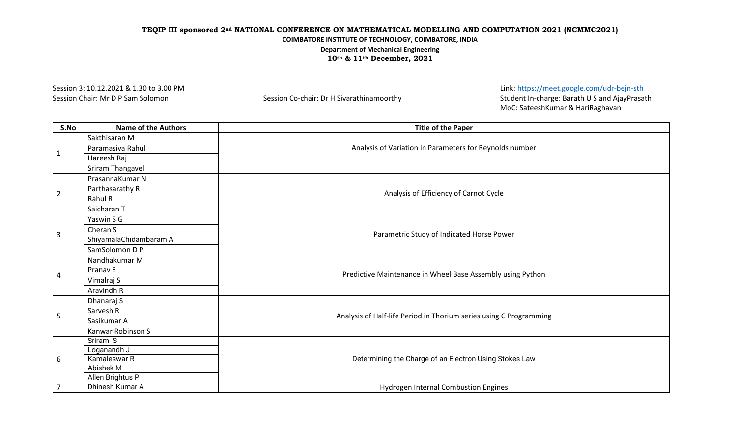**TEQIP III sponsored 2nd NATIONAL CONFERENCE ON MATHEMATICAL MODELLING AND COMPUTATION 2021 (NCMMC2021)**

**COIMBATORE INSTITUTE OF TECHNOLOGY, COIMBATORE, INDIA**

**Department of Mechanical Engineering**

**10th & 11th December, 2021**

Session 3: 10.12.2021 & 1.30 to 3.00 PM

Session Chair: Mr D P Sam Solomon

Session Co-chair: Dr H Sivarathinamoorthy

Link: https://meet.google.com/udr-bejn-sth

Student In-charge: Barath U S and AjayPrasath

MoC: SateeshKumar & HariRaghavan

| S.No | Name of the Authors | Title of the Paper |
|---|---|---|
| 1 | Sakthisaran M | Analysis of Variation in Parameters for Reynolds number |
| | Paramasiva Rahul | |
| | Hareesh Raj | |
| | Sriram Thangavel | |
| 2 | PrasannaKumar N | Analysis of Efficiency of Carnot Cycle |
| | Parthasarathy R | |
| | Rahul R | |
| | Saicharan T | |
| 3 | Yaswin S G | Parametric Study of Indicated Horse Power |
| | Cheran S | |
| | ShiyamalaChidambaram A | |
| | SamSolomon D P | |
| 4 | Nandhakumar M | Predictive Maintenance in Wheel Base Assembly using Python |
| | Pranav E | |
| | Vimalraj S | |
| | Aravindh R | |
| 5 | Dhanaraj S | Analysis of Half-life Period in Thorium series using C Programming |
| | Sarvesh R | |
| | Sasikumar A | |
| | Kanwar Robinson S | |
| 6 | Sriram S | Determining the Charge of an Electron Using Stokes Law |
| | Loganandh J | |
| | Kamaleswar R | |
| | Abishek M | |
| | Allen Brightus P | |
| 7 | Dhinesh Kumar A | Hydrogen Internal Combustion Engines |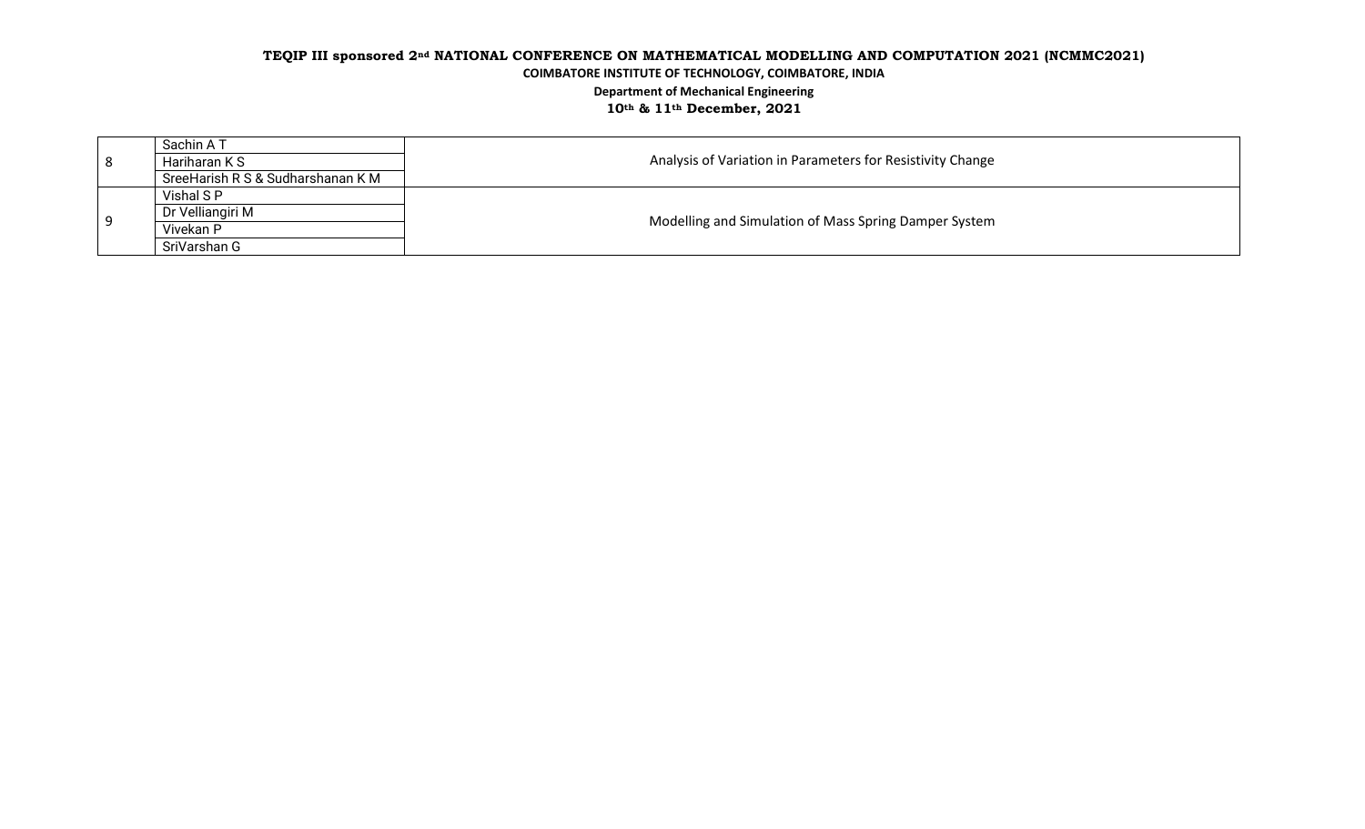| | | |
|---|---|---|
| 8 | Sachin A T | Analysis of Variation in Parameters for Resistivity Change |
| | Hariharan K S | |
| | SreeHarish R S & Sudharshanan K M | |
| 9 | Vishal S P | Modelling and Simulation of Mass Spring Damper System |
| | Dr Velliangiri M | |
| | Vivekan P | |
| | SriVarshan G | |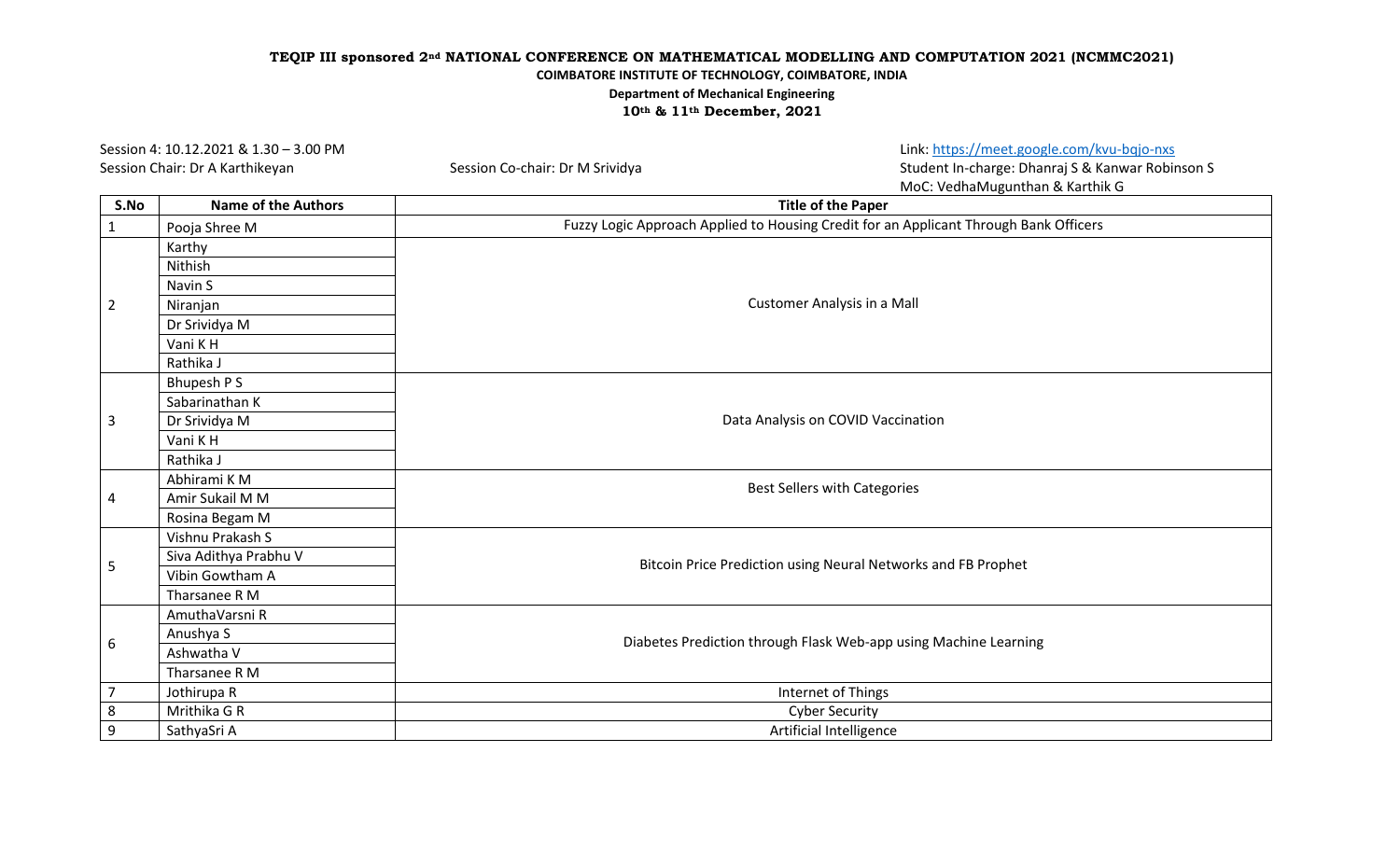**TEQIP III sponsored 2nd NATIONAL CONFERENCE ON MATHEMATICAL MODELLING AND COMPUTATION 2021 (NCMMC2021)**

**COIMBATORE INSTITUTE OF TECHNOLOGY, COIMBATORE, INDIA**

**Department of Mechanical Engineering**

**10th & 11th December, 2021**

Session 4: 10.12.2021 & 1.30 – 3.00 PM

Session Chair: Dr A Karthikeyan

Session Co-chair: Dr M Srividya

Link: https://meet.google.com/kvu-bqjo-nxs

Student In-charge: Dhanraj S & Kanwar Robinson S

MoC: VedhaMugunthan & Karthik G

| S.No | Name of the Authors | Title of the Paper |
|---|---|---|
| 1 | Pooja Shree M | Fuzzy Logic Approach Applied to Housing Credit for an Applicant Through Bank Officers |
| 2 | Karthy | Customer Analysis in a Mall |
| | Nithish | |
| | Navin S | |
| | Niranjan | |
| | Dr Srividya M | |
| | Vani K H | |
| | Rathika J | |
| 3 | Bhupesh P S | Data Analysis on COVID Vaccination |
| | Sabarinathan K | |
| | Dr Srividya M | |
| | Vani K H | |
| | Rathika J | |
| 4 | Abhirami K M | Best Sellers with Categories |
| | Amir Sukail M M | |
| | Rosina Begam M | |
| 5 | Vishnu Prakash S | Bitcoin Price Prediction using Neural Networks and FB Prophet |
| | Siva Adithya Prabhu V | |
| | Vibin Gowtham A | |
| | Tharsanee R M | |
| 6 | AmuthaVarsni R | Diabetes Prediction through Flask Web-app using Machine Learning |
| | Anushya S | |
| | Ashwatha V | |
| | Tharsanee R M | |
| 7 | Jothirupa R | Internet of Things |
| 8 | Mrithika G R | Cyber Security |
| 9 | SathyaSri A | Artificial Intelligence |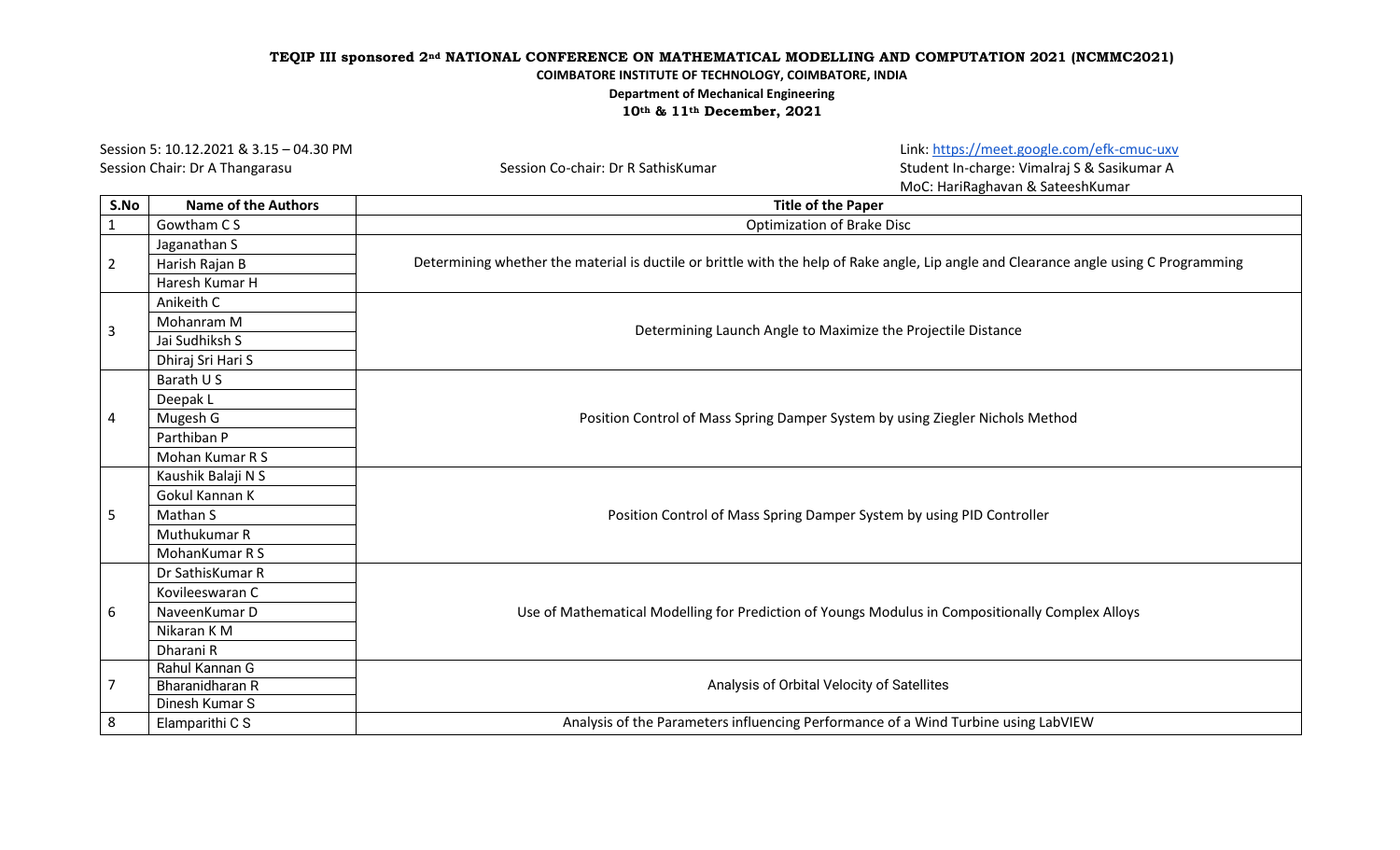**TEQIP III sponsored 2nd NATIONAL CONFERENCE ON MATHEMATICAL MODELLING AND COMPUTATION 2021 (NCMMC2021)**

**COIMBATORE INSTITUTE OF TECHNOLOGY, COIMBATORE, INDIA**

**Department of Mechanical Engineering**

**10th & 11th December, 2021**

Session 5: 10.12.2021 & 3.15 – 04.30 PM

Link: https://meet.google.com/efk-cmuc-uxv

Session Chair: Dr A Thangarasu

Session Co-chair: Dr R SathisKumar

Student In-charge: Vimalraj S & Sasikumar A

MoC: HariRaghavan & SateeshKumar

| S.No | Name of the Authors | Title of the Paper |
|---|---|---|
| 1 | Gowtham C S | Optimization of Brake Disc |
| 2 | Jaganathan S<br>Harish Rajan B<br>Haresh Kumar H | Determining whether the material is ductile or brittle with the help of Rake angle, Lip angle and Clearance angle using C Programming |
| 3 | Anikeith C<br>Mohanram M<br>Jai Sudhiksh S<br>Dhiraj Sri Hari S | Determining Launch Angle to Maximize the Projectile Distance |
| 4 | Barath U S<br>Deepak L<br>Mugesh G<br>Parthiban P<br>Mohan Kumar R S | Position Control of Mass Spring Damper System by using Ziegler Nichols Method |
| 5 | Kaushik Balaji N S<br>Gokul Kannan K<br>Mathan S<br>Muthukumar R<br>MohanKumar R S | Position Control of Mass Spring Damper System by using PID Controller |
| 6 | Dr SathisKumar R<br>Kovileeswaran C<br>NaveenKumar D<br>Nikaran K M<br>Dharani R | Use of Mathematical Modelling for Prediction of Youngs Modulus in Compositionally Complex Alloys |
| 7 | Rahul Kannan G<br>Bharanidharan R<br>Dinesh Kumar S | Analysis of Orbital Velocity of Satellites |
| 8 | Elamparithi C S | Analysis of the Parameters influencing Performance of a Wind Turbine using LabVIEW |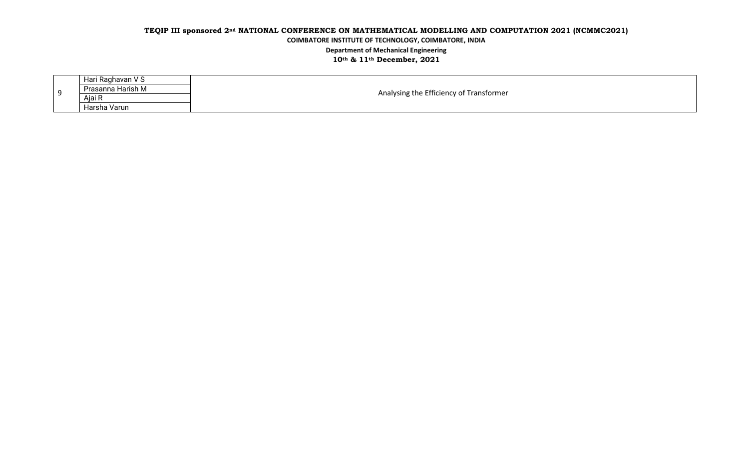| 9 | Hari Raghavan V S | Analysing the Efficiency of Transformer |
|---|---|---|
| | Prasanna Harish M | |
| | Ajai R | |
| | Harsha Varun | |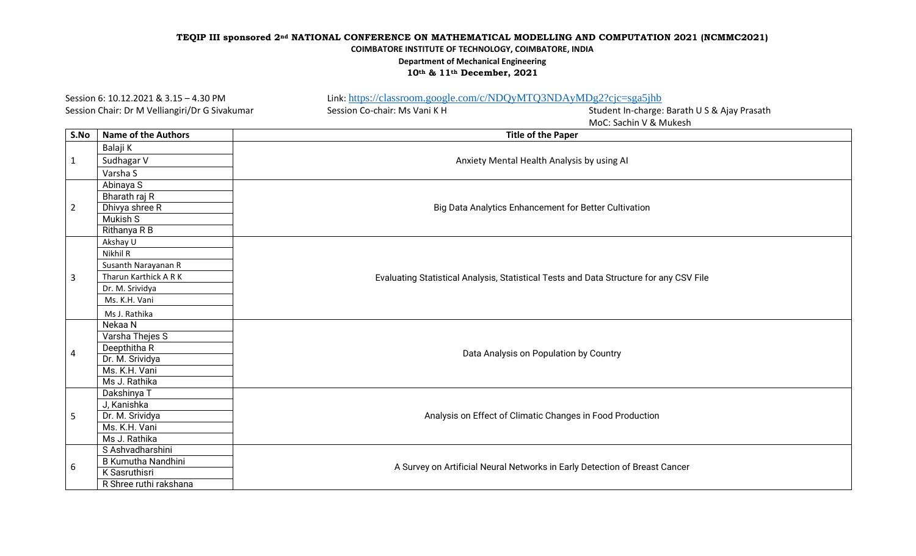**TEQIP III sponsored 2nd NATIONAL CONFERENCE ON MATHEMATICAL MODELLING AND COMPUTATION 2021 (NCMMC2021)**

**COIMBATORE INSTITUTE OF TECHNOLOGY, COIMBATORE, INDIA**

**Department of Mechanical Engineering**

**10th & 11th December, 2021**

Session 6: 10.12.2021 & 3.15 – 4.30 PM

Link: https://classroom.google.com/c/NDQyMTQ3NDAyMDg2?cjc=sga5jhb

Session Chair: Dr M Velliangiri/Dr G Sivakumar

Session Co-chair: Ms Vani K H

Student In-charge: Barath U S & Ajay Prasath

MoC: Sachin V & Mukesh

| S.No | Name of the Authors | Title of the Paper |
|---|---|---|
| 1 | Balaji K<br>Sudhagar V<br>Varsha S | Anxiety Mental Health Analysis by using AI |
| 2 | Abinaya S<br>Bharath raj R<br>Dhivya shree R<br>Mukish S<br>Rithanya R B | Big Data Analytics Enhancement for Better Cultivation |
| 3 | Akshay U<br>Nikhil R<br>Susanth Narayanan R<br>Tharun Karthick A R K<br>Dr. M. Srividya<br>Ms. K.H. Vani<br>Ms J. Rathika | Evaluating Statistical Analysis, Statistical Tests and Data Structure for any CSV File |
| 4 | Nekaa N<br>Varsha Thejes S<br>Deepthitha R<br>Dr. M. Srividya<br>Ms. K.H. Vani<br>Ms J. Rathika | Data Analysis on Population by Country |
| 5 | Dakshinya T<br>J, Kanishka<br>Dr. M. Srividya<br>Ms. K.H. Vani<br>Ms J. Rathika | Analysis on Effect of Climatic Changes in Food Production |
| 6 | S Ashvadharshini<br>B Kumutha Nandhini<br>K Sasruthisri<br>R Shree ruthi rakshana | A Survey on Artificial Neural Networks in Early Detection of Breast Cancer |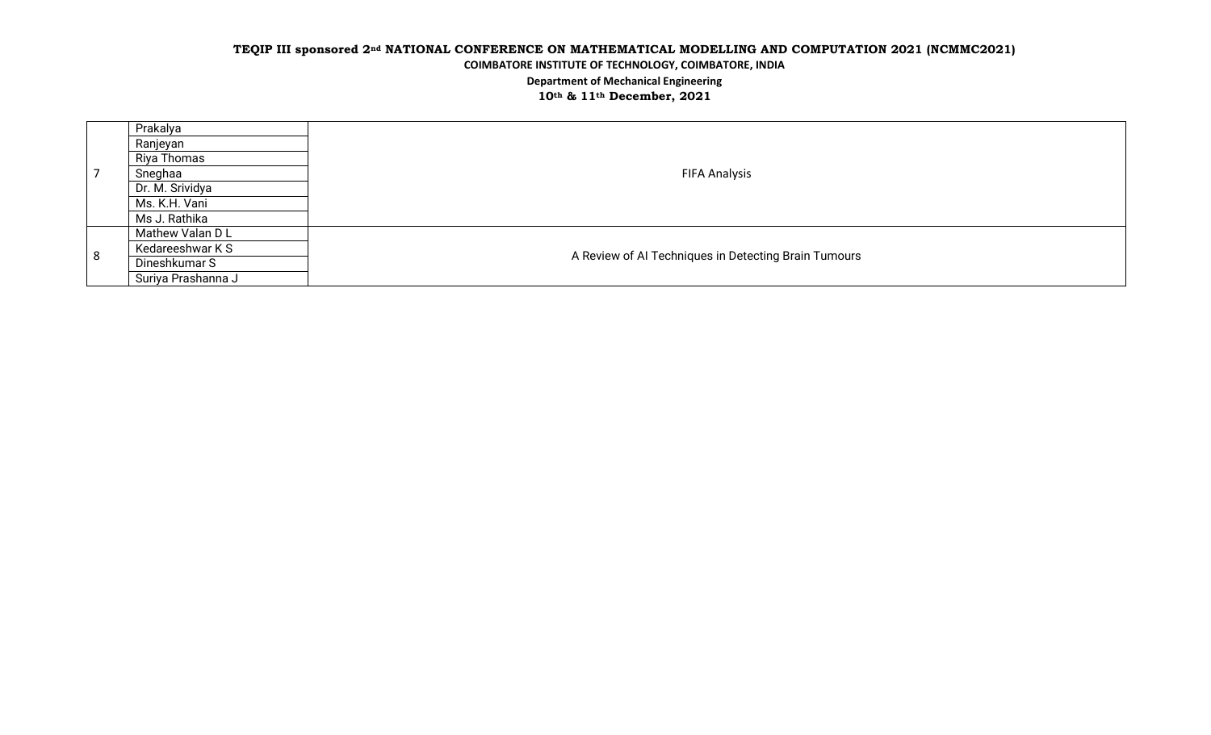| | | |
|---|---|---|
| 7 | Prakalya<br>Ranjeyan<br>Riya Thomas<br>Sneghaa<br>Dr. M. Srividya<br>Ms. K.H. Vani<br>Ms J. Rathika | FIFA Analysis |
| 8 | Mathew Valan D L<br>Kedareeshwar K S<br>Dineshkumar S<br>Suriya Prashanna J | A Review of AI Techniques in Detecting Brain Tumours |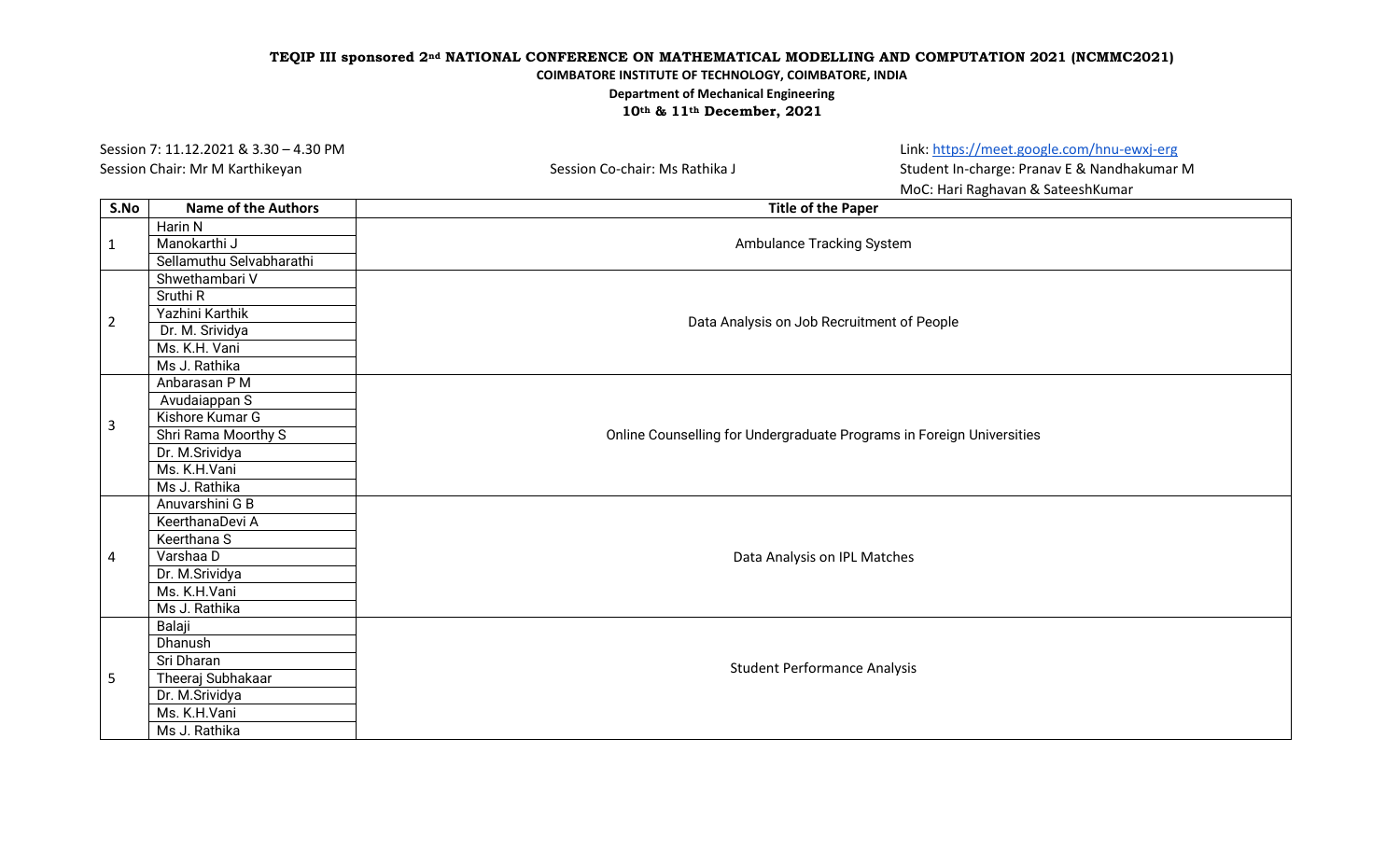**TEQIP III sponsored 2nd NATIONAL CONFERENCE ON MATHEMATICAL MODELLING AND COMPUTATION 2021 (NCMMC2021)**

**COIMBATORE INSTITUTE OF TECHNOLOGY, COIMBATORE, INDIA**

**Department of Mechanical Engineering**

**10th & 11th December, 2021**

Session 7: 11.12.2021 & 3.30 – 4.30 PM

Link: https://meet.google.com/hnu-ewxj-erg

Session Chair: Mr M Karthikeyan

Session Co-chair: Ms Rathika J

Student In-charge: Pranav E & Nandhakumar M

MoC: Hari Raghavan & SateeshKumar

| S.No | Name of the Authors | Title of the Paper |
|---|---|---|
| 1 | Harin N<br>Manokarthi J<br>Sellamuthu Selvabharathi | Ambulance Tracking System |
| 2 | Shwethambari V<br>Sruthi R<br>Yazhini Karthik<br>Dr. M. Srividya<br>Ms. K.H. Vani<br>Ms J. Rathika | Data Analysis on Job Recruitment of People |
| 3 | Anbarasan P M<br>Avudaiappan S<br>Kishore Kumar G<br>Shri Rama Moorthy S<br>Dr. M.Srividya<br>Ms. K.H.Vani<br>Ms J. Rathika | Online Counselling for Undergraduate Programs in Foreign Universities |
| 4 | Anuvarshini G B<br>KeerthanaDevi A<br>Keerthana S<br>Varshaa D<br>Dr. M.Srividya<br>Ms. K.H.Vani<br>Ms J. Rathika | Data Analysis on IPL Matches |
| 5 | Balaji<br>Dhanush<br>Sri Dharan<br>Theeraj Subhakaar<br>Dr. M.Srividya<br>Ms. K.H.Vani<br>Ms J. Rathika | Student Performance Analysis |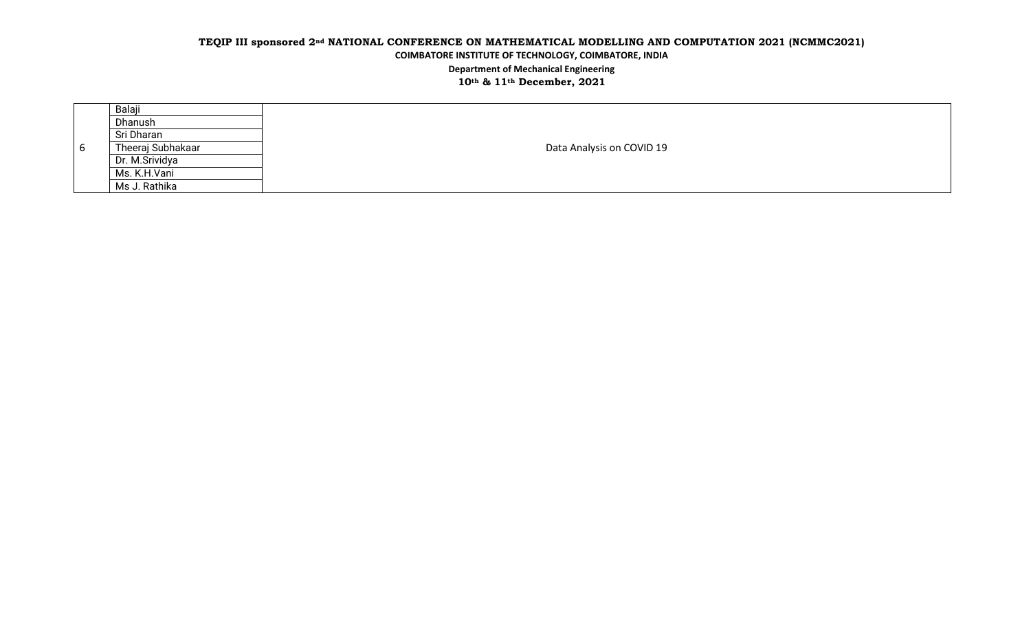| | | |
|---|---|---|
| 6 | Balaji<br>Dhanush<br>Sri Dharan<br>Theeraj Subhakaar<br>Dr. M.Srividya<br>Ms. K.H.Vani<br>Ms J. Rathika | Data Analysis on COVID 19 |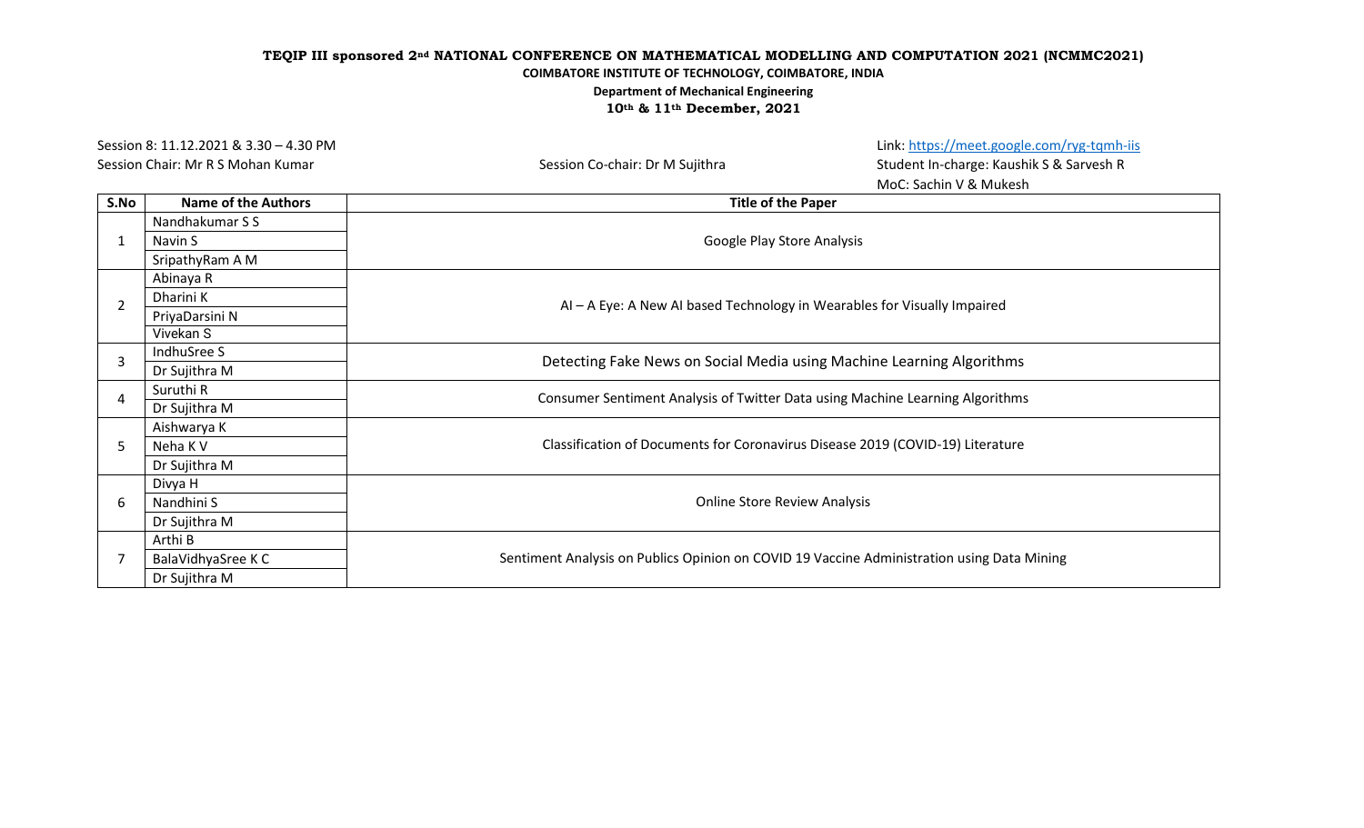**TEQIP III sponsored 2nd NATIONAL CONFERENCE ON MATHEMATICAL MODELLING AND COMPUTATION 2021 (NCMMC2021)**

**COIMBATORE INSTITUTE OF TECHNOLOGY, COIMBATORE, INDIA**

**Department of Mechanical Engineering**

**10th & 11th December, 2021**

Session 8: 11.12.2021 & 3.30 – 4.30 PM

Session Chair: Mr R S Mohan Kumar

Session Co-chair: Dr M Sujithra

Link: https://meet.google.com/ryg-tqmh-iis

Student In-charge: Kaushik S & Sarvesh R

MoC: Sachin V & Mukesh

| S.No | Name of the Authors | Title of the Paper |
|---|---|---|
| 1 | Nandhakumar S S<br>Navin S<br>SripathyRam A M | Google Play Store Analysis |
| 2 | Abinaya R<br>Dharini K<br>PriyaDarsini N<br>Vivekan S | AI – A Eye: A New AI based Technology in Wearables for Visually Impaired |
| 3 | IndhuSree S<br>Dr Sujithra M | Detecting Fake News on Social Media using Machine Learning Algorithms |
| 4 | Suruthi R<br>Dr Sujithra M | Consumer Sentiment Analysis of Twitter Data using Machine Learning Algorithms |
| 5 | Aishwarya K<br>Neha K V<br>Dr Sujithra M | Classification of Documents for Coronavirus Disease 2019 (COVID-19) Literature |
| 6 | Divya H<br>Nandhini S<br>Dr Sujithra M | Online Store Review Analysis |
| 7 | Arthi B<br>BalaVidhyaSree K C<br>Dr Sujithra M | Sentiment Analysis on Publics Opinion on COVID 19 Vaccine Administration using Data Mining |